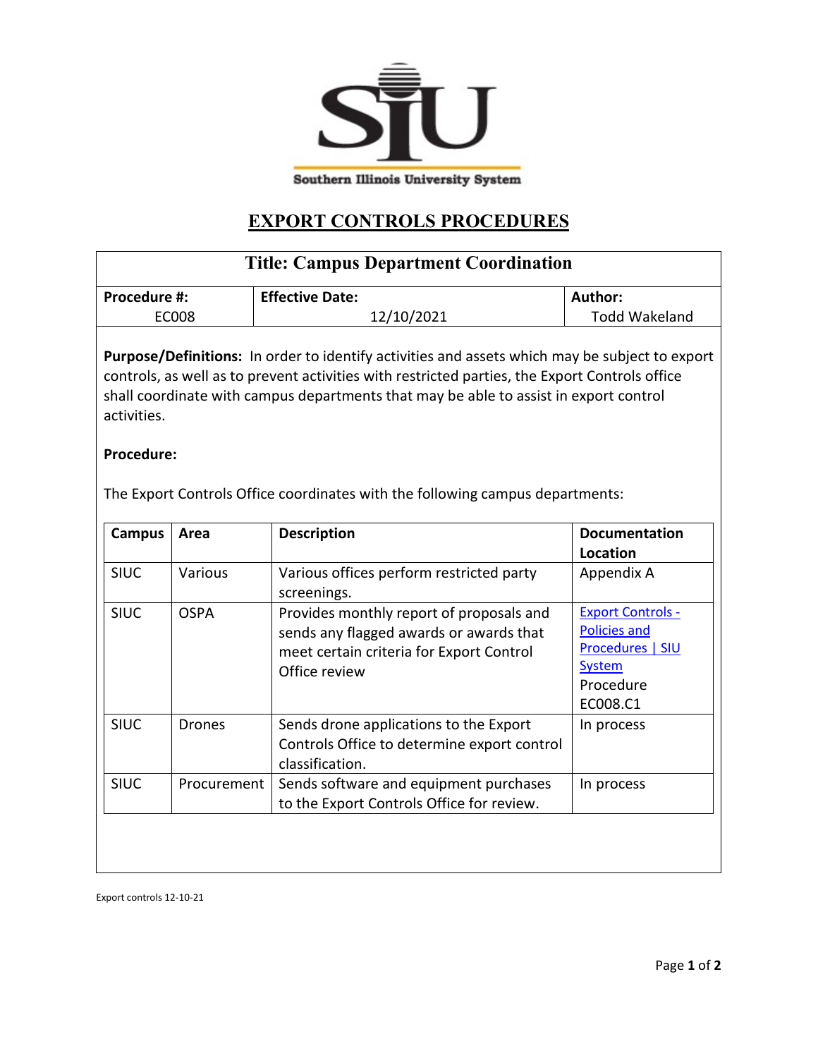Southern Illinois University System

# EXPORT CONTROLS PROCEDURES

## Title: Campus Department Coordination

| Procedure #: | Effective Date: | Author: |
|---|---|---|
| EC008 | 12/10/2021 | Todd Wakeland |

**Purpose/Definitions:** In order to identify activities and assets which may be subject to export controls, as well as to prevent activities with restricted parties, the Export Controls office shall coordinate with campus departments that may be able to assist in export control activities.

**Procedure:**

The Export Controls Office coordinates with the following campus departments:

| Campus | Area | Description | Documentation Location |
|---|---|---|---|
| SIUC | Various | Various offices perform restricted party screenings. | Appendix A |
| SIUC | OSPA | Provides monthly report of proposals and sends any flagged awards or awards that meet certain criteria for Export Control Office review | Export Controls - Policies and Procedures \| SIU System Procedure EC008.C1 |
| SIUC | Drones | Sends drone applications to the Export Controls Office to determine export control classification. | In process |
| SIUC | Procurement | Sends software and equipment purchases to the Export Controls Office for review. | In process |

Export controls 12-10-21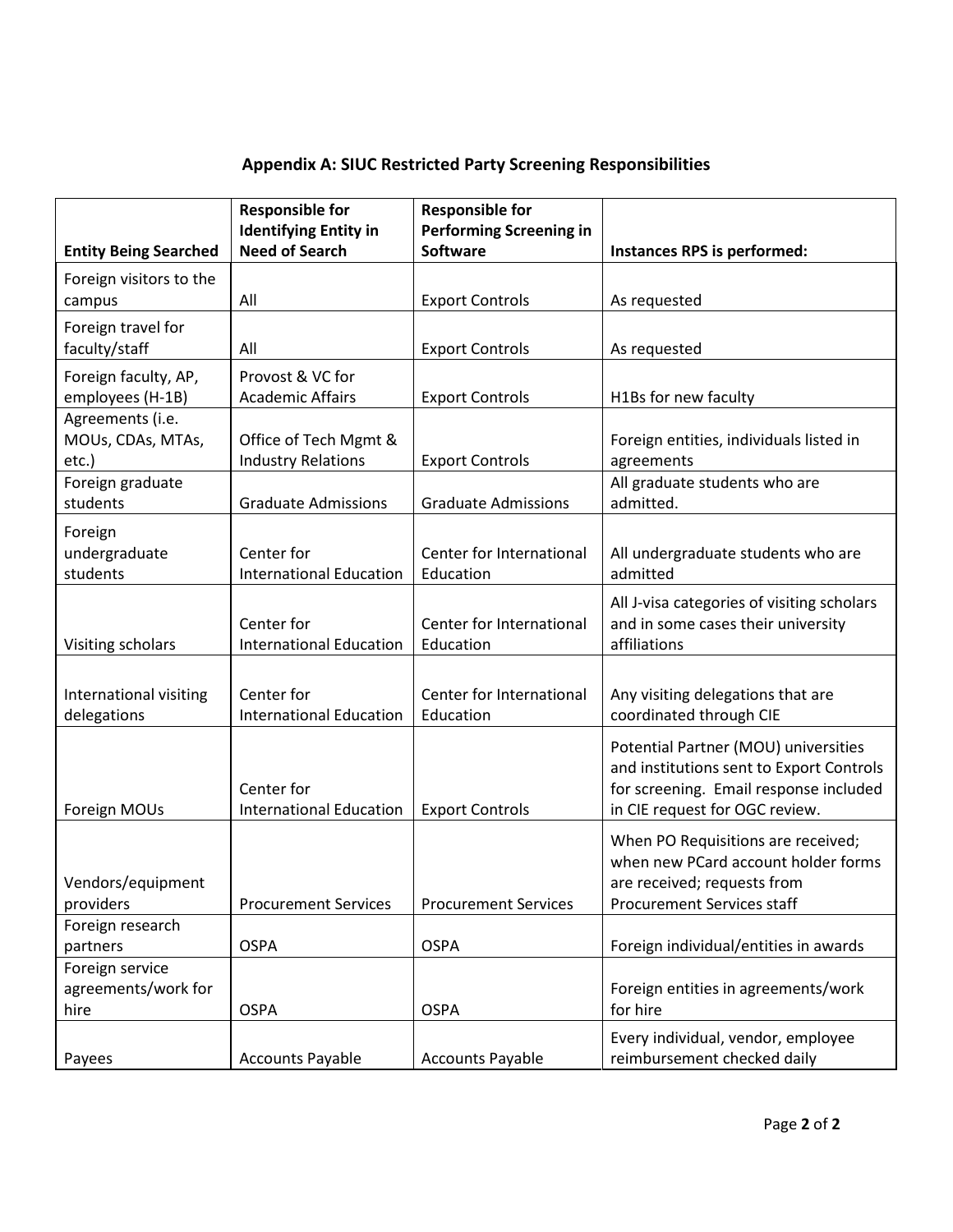## Appendix A: SIUC Restricted Party Screening Responsibilities

| Entity Being Searched | Responsible for Identifying Entity in Need of Search | Responsible for Performing Screening in Software | Instances RPS is performed: |
|---|---|---|---|
| Foreign visitors to the campus | All | Export Controls | As requested |
| Foreign travel for faculty/staff | All | Export Controls | As requested |
| Foreign faculty, AP, employees (H-1B) | Provost & VC for Academic Affairs | Export Controls | H1Bs for new faculty |
| Agreements (i.e. MOUs, CDAs, MTAs, etc.) | Office of Tech Mgmt & Industry Relations | Export Controls | Foreign entities, individuals listed in agreements |
| Foreign graduate students | Graduate Admissions | Graduate Admissions | All graduate students who are admitted. |
| Foreign undergraduate students | Center for International Education | Center for International Education | All undergraduate students who are admitted |
| Visiting scholars | Center for International Education | Center for International Education | All J-visa categories of visiting scholars and in some cases their university affiliations |
| International visiting delegations | Center for International Education | Center for International Education | Any visiting delegations that are coordinated through CIE |
| Foreign MOUs | Center for International Education | Export Controls | Potential Partner (MOU) universities and institutions sent to Export Controls for screening. Email response included in CIE request for OGC review. |
| Vendors/equipment providers | Procurement Services | Procurement Services | When PO Requisitions are received; when new PCard account holder forms are received; requests from Procurement Services staff |
| Foreign research partners | OSPA | OSPA | Foreign individual/entities in awards |
| Foreign service agreements/work for hire | OSPA | OSPA | Foreign entities in agreements/work for hire |
| Payees | Accounts Payable | Accounts Payable | Every individual, vendor, employee reimbursement checked daily |